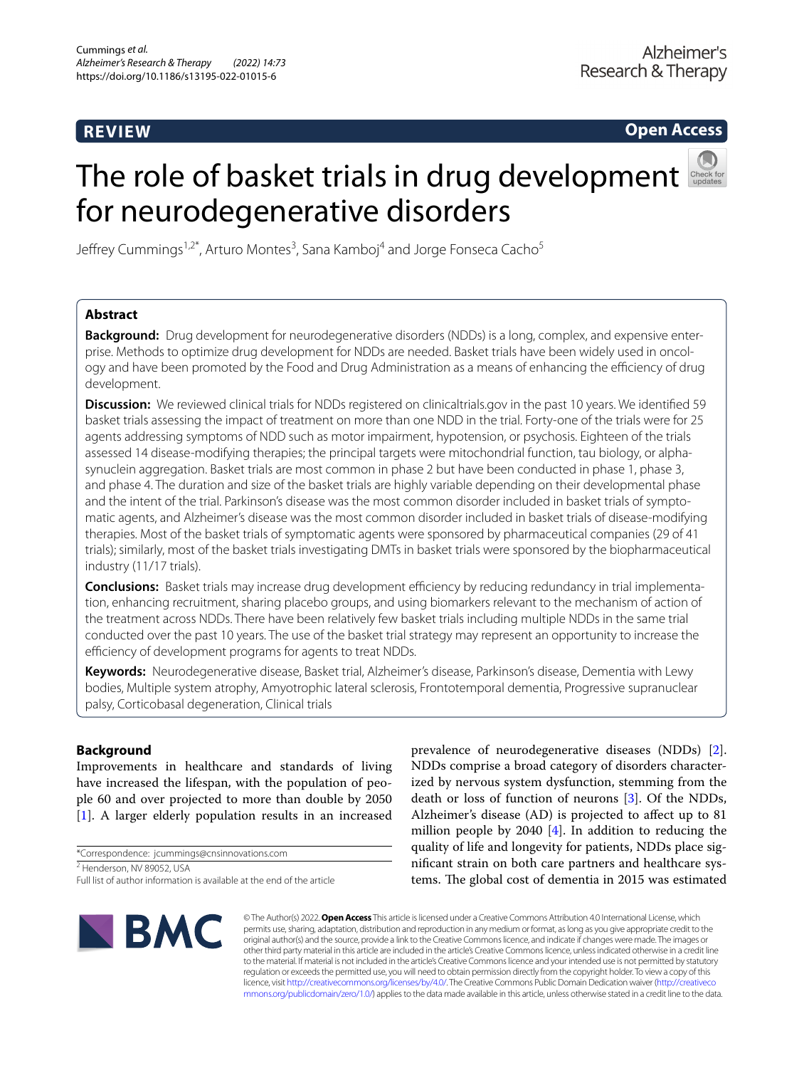REVIEW

Open Access

# The role of basket trials in drug development for neurodegenerative disorders

Jeffrey Cummings[1,2*], Arturo Montes[3], Sana Kamboj[4] and Jorge Fonseca Cacho[5]

## Abstract

**Background:** Drug development for neurodegenerative disorders (NDDs) is a long, complex, and expensive enterprise. Methods to optimize drug development for NDDs are needed. Basket trials have been widely used in oncology and have been promoted by the Food and Drug Administration as a means of enhancing the efficiency of drug development.

**Discussion:** We reviewed clinical trials for NDDs registered on clinicaltrials.gov in the past 10 years. We identified 59 basket trials assessing the impact of treatment on more than one NDD in the trial. Forty-one of the trials were for 25 agents addressing symptoms of NDD such as motor impairment, hypotension, or psychosis. Eighteen of the trials assessed 14 disease-modifying therapies; the principal targets were mitochondrial function, tau biology, or alpha-synuclein aggregation. Basket trials are most common in phase 2 but have been conducted in phase 1, phase 3, and phase 4. The duration and size of the basket trials are highly variable depending on their developmental phase and the intent of the trial. Parkinson's disease was the most common disorder included in basket trials of symptomatic agents, and Alzheimer's disease was the most common disorder included in basket trials of disease-modifying therapies. Most of the basket trials of symptomatic agents were sponsored by pharmaceutical companies (29 of 41 trials); similarly, most of the basket trials investigating DMTs in basket trials were sponsored by the biopharmaceutical industry (11/17 trials).

**Conclusions:** Basket trials may increase drug development efficiency by reducing redundancy in trial implementation, enhancing recruitment, sharing placebo groups, and using biomarkers relevant to the mechanism of action of the treatment across NDDs. There have been relatively few basket trials including multiple NDDs in the same trial conducted over the past 10 years. The use of the basket trial strategy may represent an opportunity to increase the efficiency of development programs for agents to treat NDDs.

**Keywords:** Neurodegenerative disease, Basket trial, Alzheimer's disease, Parkinson's disease, Dementia with Lewy bodies, Multiple system atrophy, Amyotrophic lateral sclerosis, Frontotemporal dementia, Progressive supranuclear palsy, Corticobasal degeneration, Clinical trials

## Background

Improvements in healthcare and standards of living have increased the lifespan, with the population of people 60 and over projected to more than double by 2050 [1]. A larger elderly population results in an increased prevalence of neurodegenerative diseases (NDDs) [2]. NDDs comprise a broad category of disorders characterized by nervous system dysfunction, stemming from the death or loss of function of neurons [3]. Of the NDDs, Alzheimer's disease (AD) is projected to affect up to 81 million people by 2040 [4]. In addition to reducing the quality of life and longevity for patients, NDDs place significant strain on both care partners and healthcare systems. The global cost of dementia in 2015 was estimated

*Correspondence: jcummings@cnsinnovations.com

[2] Henderson, NV 89052, USA

Full list of author information is available at the end of the article

© The Author(s) 2022. **Open Access** This article is licensed under a Creative Commons Attribution 4.0 International License, which permits use, sharing, adaptation, distribution and reproduction in any medium or format, as long as you give appropriate credit to the original author(s) and the source, provide a link to the Creative Commons licence, and indicate if changes were made. The images or other third party material in this article are included in the article's Creative Commons licence, unless indicated otherwise in a credit line to the material. If material is not included in the article's Creative Commons licence and your intended use is not permitted by statutory regulation or exceeds the permitted use, you will need to obtain permission directly from the copyright holder. To view a copy of this licence, visit http://creativecommons.org/licenses/by/4.0/. The Creative Commons Public Domain Dedication waiver (http://creativecommons.org/publicdomain/zero/1.0/) applies to the data made available in this article, unless otherwise stated in a credit line to the data.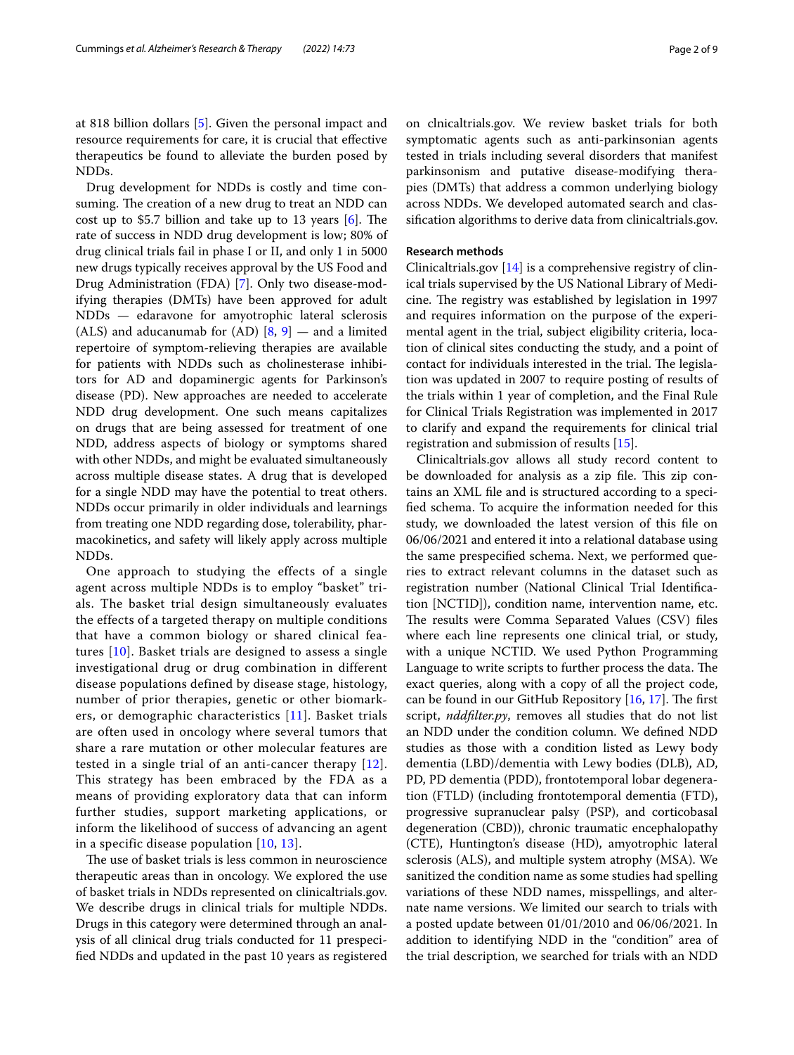at 818 billion dollars [5]. Given the personal impact and resource requirements for care, it is crucial that effective therapeutics be found to alleviate the burden posed by NDDs.

Drug development for NDDs is costly and time consuming. The creation of a new drug to treat an NDD can cost up to $5.7 billion and take up to 13 years [6]. The rate of success in NDD drug development is low; 80% of drug clinical trials fail in phase I or II, and only 1 in 5000 new drugs typically receives approval by the US Food and Drug Administration (FDA) [7]. Only two disease-modifying therapies (DMTs) have been approved for adult NDDs — edaravone for amyotrophic lateral sclerosis (ALS) and aducanumab for (AD) [8, 9] — and a limited repertoire of symptom-relieving therapies are available for patients with NDDs such as cholinesterase inhibitors for AD and dopaminergic agents for Parkinson's disease (PD). New approaches are needed to accelerate NDD drug development. One such means capitalizes on drugs that are being assessed for treatment of one NDD, address aspects of biology or symptoms shared with other NDDs, and might be evaluated simultaneously across multiple disease states. A drug that is developed for a single NDD may have the potential to treat others. NDDs occur primarily in older individuals and learnings from treating one NDD regarding dose, tolerability, pharmacokinetics, and safety will likely apply across multiple NDDs.

One approach to studying the effects of a single agent across multiple NDDs is to employ "basket" trials. The basket trial design simultaneously evaluates the effects of a targeted therapy on multiple conditions that have a common biology or shared clinical features [10]. Basket trials are designed to assess a single investigational drug or drug combination in different disease populations defined by disease stage, histology, number of prior therapies, genetic or other biomarkers, or demographic characteristics [11]. Basket trials are often used in oncology where several tumors that share a rare mutation or other molecular features are tested in a single trial of an anti-cancer therapy [12]. This strategy has been embraced by the FDA as a means of providing exploratory data that can inform further studies, support marketing applications, or inform the likelihood of success of advancing an agent in a specific disease population [10, 13].

The use of basket trials is less common in neuroscience therapeutic areas than in oncology. We explored the use of basket trials in NDDs represented on clinicaltrials.gov. We describe drugs in clinical trials for multiple NDDs. Drugs in this category were determined through an analysis of all clinical drug trials conducted for 11 prespecified NDDs and updated in the past 10 years as registered on clnicaltrials.gov. We review basket trials for both symptomatic agents such as anti-parkinsonian agents tested in trials including several disorders that manifest parkinsonism and putative disease-modifying therapies (DMTs) that address a common underlying biology across NDDs. We developed automated search and classification algorithms to derive data from clinicaltrials.gov.

## Research methods

Clinicaltrials.gov [14] is a comprehensive registry of clinical trials supervised by the US National Library of Medicine. The registry was established by legislation in 1997 and requires information on the purpose of the experimental agent in the trial, subject eligibility criteria, location of clinical sites conducting the study, and a point of contact for individuals interested in the trial. The legislation was updated in 2007 to require posting of results of the trials within 1 year of completion, and the Final Rule for Clinical Trials Registration was implemented in 2017 to clarify and expand the requirements for clinical trial registration and submission of results [15].

Clinicaltrials.gov allows all study record content to be downloaded for analysis as a zip file. This zip contains an XML file and is structured according to a specified schema. To acquire the information needed for this study, we downloaded the latest version of this file on 06/06/2021 and entered it into a relational database using the same prespecified schema. Next, we performed queries to extract relevant columns in the dataset such as registration number (National Clinical Trial Identification [NCTID]), condition name, intervention name, etc. The results were Comma Separated Values (CSV) files where each line represents one clinical trial, or study, with a unique NCTID. We used Python Programming Language to write scripts to further process the data. The exact queries, along with a copy of all the project code, can be found in our GitHub Repository [16, 17]. The first script, *nddfilter.py*, removes all studies that do not list an NDD under the condition column. We defined NDD studies as those with a condition listed as Lewy body dementia (LBD)/dementia with Lewy bodies (DLB), AD, PD, PD dementia (PDD), frontotemporal lobar degeneration (FTLD) (including frontotemporal dementia (FTD), progressive supranuclear palsy (PSP), and corticobasal degeneration (CBD)), chronic traumatic encephalopathy (CTE), Huntington's disease (HD), amyotrophic lateral sclerosis (ALS), and multiple system atrophy (MSA). We sanitized the condition name as some studies had spelling variations of these NDD names, misspellings, and alternate name versions. We limited our search to trials with a posted update between 01/01/2010 and 06/06/2021. In addition to identifying NDD in the "condition" area of the trial description, we searched for trials with an NDD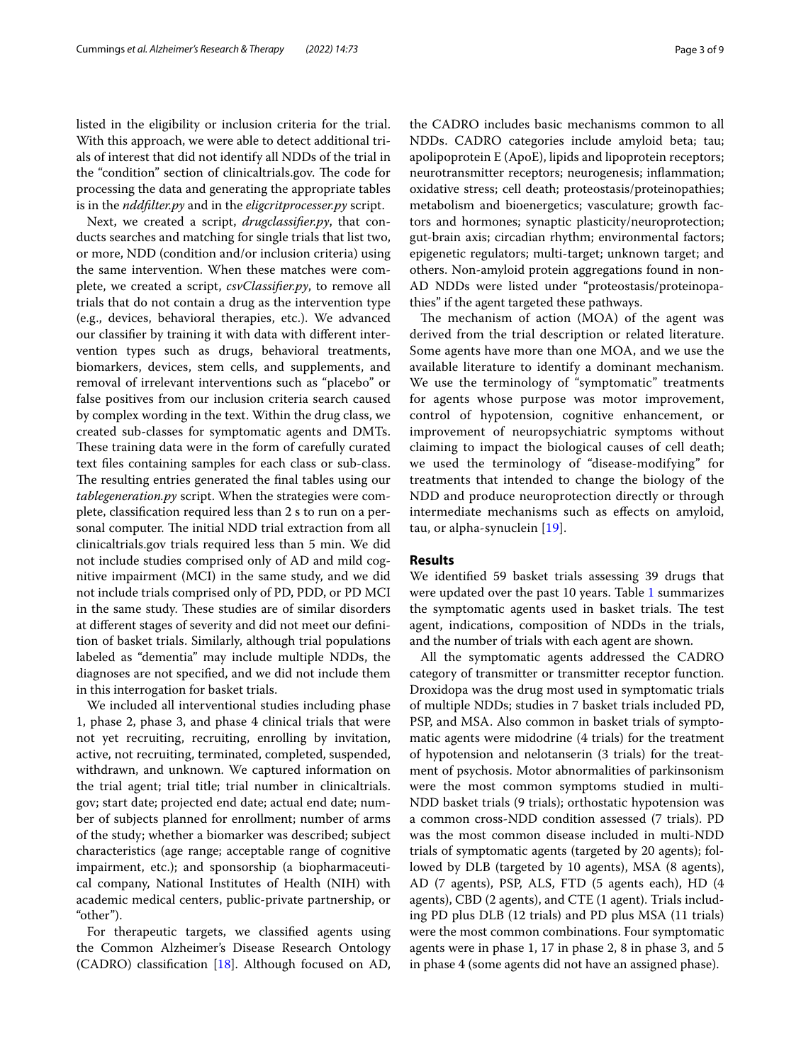listed in the eligibility or inclusion criteria for the trial. With this approach, we were able to detect additional trials of interest that did not identify all NDDs of the trial in the "condition" section of clinicaltrials.gov. The code for processing the data and generating the appropriate tables is in the *nddfilter.py* and in the *eligcritprocesser.py* script.

Next, we created a script, *drugclassifier.py*, that conducts searches and matching for single trials that list two, or more, NDD (condition and/or inclusion criteria) using the same intervention. When these matches were complete, we created a script, *csvClassifier.py*, to remove all trials that do not contain a drug as the intervention type (e.g., devices, behavioral therapies, etc.). We advanced our classifier by training it with data with different intervention types such as drugs, behavioral treatments, biomarkers, devices, stem cells, and supplements, and removal of irrelevant interventions such as "placebo" or false positives from our inclusion criteria search caused by complex wording in the text. Within the drug class, we created sub-classes for symptomatic agents and DMTs. These training data were in the form of carefully curated text files containing samples for each class or sub-class. The resulting entries generated the final tables using our *tablegeneration.py* script. When the strategies were complete, classification required less than 2 s to run on a personal computer. The initial NDD trial extraction from all clinicaltrials.gov trials required less than 5 min. We did not include studies comprised only of AD and mild cognitive impairment (MCI) in the same study, and we did not include trials comprised only of PD, PDD, or PD MCI in the same study. These studies are of similar disorders at different stages of severity and did not meet our definition of basket trials. Similarly, although trial populations labeled as "dementia" may include multiple NDDs, the diagnoses are not specified, and we did not include them in this interrogation for basket trials.

We included all interventional studies including phase 1, phase 2, phase 3, and phase 4 clinical trials that were not yet recruiting, recruiting, enrolling by invitation, active, not recruiting, terminated, completed, suspended, withdrawn, and unknown. We captured information on the trial agent; trial title; trial number in clinicaltrials.gov; start date; projected end date; actual end date; number of subjects planned for enrollment; number of arms of the study; whether a biomarker was described; subject characteristics (age range; acceptable range of cognitive impairment, etc.); and sponsorship (a biopharmaceutical company, National Institutes of Health (NIH) with academic medical centers, public-private partnership, or "other").

For therapeutic targets, we classified agents using the Common Alzheimer's Disease Research Ontology (CADRO) classification [18]. Although focused on AD, the CADRO includes basic mechanisms common to all NDDs. CADRO categories include amyloid beta; tau; apolipoprotein E (ApoE), lipids and lipoprotein receptors; neurotransmitter receptors; neurogenesis; inflammation; oxidative stress; cell death; proteostasis/proteinopathies; metabolism and bioenergetics; vasculature; growth factors and hormones; synaptic plasticity/neuroprotection; gut-brain axis; circadian rhythm; environmental factors; epigenetic regulators; multi-target; unknown target; and others. Non-amyloid protein aggregations found in non-AD NDDs were listed under "proteostasis/proteinopathies" if the agent targeted these pathways.

The mechanism of action (MOA) of the agent was derived from the trial description or related literature. Some agents have more than one MOA, and we use the available literature to identify a dominant mechanism. We use the terminology of "symptomatic" treatments for agents whose purpose was motor improvement, control of hypotension, cognitive enhancement, or improvement of neuropsychiatric symptoms without claiming to impact the biological causes of cell death; we used the terminology of "disease-modifying" for treatments that intended to change the biology of the NDD and produce neuroprotection directly or through intermediate mechanisms such as effects on amyloid, tau, or alpha-synuclein [19].

## Results

We identified 59 basket trials assessing 39 drugs that were updated over the past 10 years. Table 1 summarizes the symptomatic agents used in basket trials. The test agent, indications, composition of NDDs in the trials, and the number of trials with each agent are shown.

All the symptomatic agents addressed the CADRO category of transmitter or transmitter receptor function. Droxidopa was the drug most used in symptomatic trials of multiple NDDs; studies in 7 basket trials included PD, PSP, and MSA. Also common in basket trials of symptomatic agents were midodrine (4 trials) for the treatment of hypotension and nelotanserin (3 trials) for the treatment of psychosis. Motor abnormalities of parkinsonism were the most common symptoms studied in multi-NDD basket trials (9 trials); orthostatic hypotension was a common cross-NDD condition assessed (7 trials). PD was the most common disease included in multi-NDD trials of symptomatic agents (targeted by 20 agents); followed by DLB (targeted by 10 agents), MSA (8 agents), AD (7 agents), PSP, ALS, FTD (5 agents each), HD (4 agents), CBD (2 agents), and CTE (1 agent). Trials including PD plus DLB (12 trials) and PD plus MSA (11 trials) were the most common combinations. Four symptomatic agents were in phase 1, 17 in phase 2, 8 in phase 3, and 5 in phase 4 (some agents did not have an assigned phase).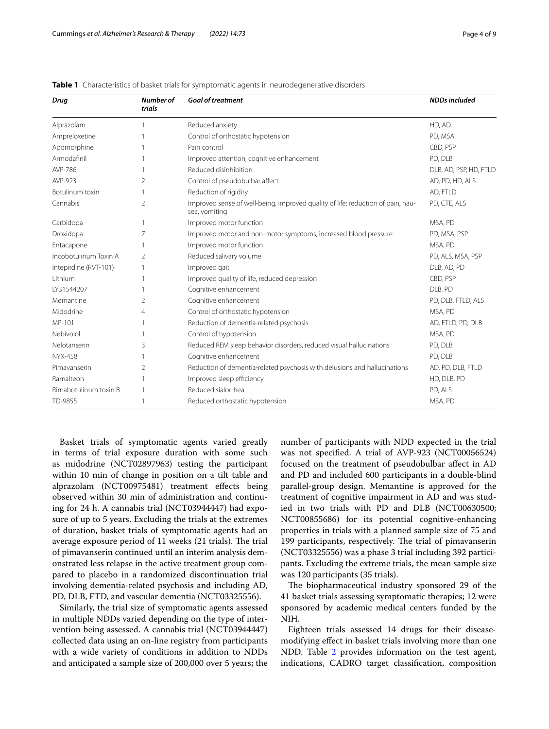**Table 1** Characteristics of basket trials for symptomatic agents in neurodegenerative disorders

| *Drug* | *Number of trials* | *Goal of treatment* | *NDDs included* |
|---|---|---|---|
| Alprazolam | 1 | Reduced anxiety | HD, AD |
| Ampreloxetine | 1 | Control of orthostatic hypotension | PD, MSA |
| Apomorphine | 1 | Pain control | CBD, PSP |
| Armodafinil | 1 | Improved attention, cognitive enhancement | PD, DLB |
| AVP-786 | 1 | Reduced disinhibition | DLB, AD, PSP, HD, FTLD |
| AVP-923 | 2 | Control of pseudobulbar affect | AD, PD, HD, ALS |
| Botulinum toxin | 1 | Reduction of rigidity | AD, FTLD |
| Cannabis | 2 | Improved sense of well-being, improved quality of life; reduction of pain, nausea, vomiting | PD, CTE, ALS |
| Carbidopa | 1 | Improved motor function | MSA, PD |
| Droxidopa | 7 | Improved motor and non-motor symptoms, increased blood pressure | PD, MSA, PSP |
| Entacapone | 1 | Improved motor function | MSA, PD |
| Incobotulinum Toxin A | 2 | Reduced salivary volume | PD, ALS, MSA, PSP |
| Intepirdine (RVT-101) | 1 | Improved gait | DLB, AD, PD |
| Lithium | 1 | Improved quality of life, reduced depression | CBD, PSP |
| LY31544207 | 1 | Cognitive enhancement | DLB, PD |
| Memantine | 2 | Cognitive enhancement | PD, DLB, FTLD, ALS |
| Midodrine | 4 | Control of orthostatic hypotension | MSA, PD |
| MP-101 | 1 | Reduction of dementia-related psychosis | AD, FTLD, PD, DLB |
| Nebivolol | 1 | Control of hypotension | MSA, PD |
| Nelotanserin | 3 | Reduced REM sleep behavior disorders, reduced visual hallucinations | PD, DLB |
| NYX-458 | 1 | Cognitive enhancement | PD, DLB |
| Pimavanserin | 2 | Reduction of dementia-related psychosis with delusions and hallucinations | AD, PD, DLB, FTLD |
| Ramalteon | 1 | Improved sleep efficiency | HD, DLB, PD |
| Rimabotulinum toxin B | 1 | Reduced sialorrhea | PD, ALS |
| TD-9855 | 1 | Reduced orthostatic hypotension | MSA, PD |

Basket trials of symptomatic agents varied greatly in terms of trial exposure duration with some such as midodrine (NCT02897963) testing the participant within 10 min of change in position on a tilt table and alprazolam (NCT00975481) treatment effects being observed within 30 min of administration and continuing for 24 h. A cannabis trial (NCT03944447) had exposure of up to 5 years. Excluding the trials at the extremes of duration, basket trials of symptomatic agents had an average exposure period of 11 weeks (21 trials). The trial of pimavanserin continued until an interim analysis demonstrated less relapse in the active treatment group compared to placebo in a randomized discontinuation trial involving dementia-related psychosis and including AD, PD, DLB, FTD, and vascular dementia (NCT03325556).

Similarly, the trial size of symptomatic agents assessed in multiple NDDs varied depending on the type of intervention being assessed. A cannabis trial (NCT03944447) collected data using an on-line registry from participants with a wide variety of conditions in addition to NDDs and anticipated a sample size of 200,000 over 5 years; the number of participants with NDD expected in the trial was not specified. A trial of AVP-923 (NCT00056524) focused on the treatment of pseudobulbar affect in AD and PD and included 600 participants in a double-blind parallel-group design. Memantine is approved for the treatment of cognitive impairment in AD and was studied in two trials with PD and DLB (NCT00630500; NCT00855686) for its potential cognitive-enhancing properties in trials with a planned sample size of 75 and 199 participants, respectively. The trial of pimavanserin (NCT03325556) was a phase 3 trial including 392 participants. Excluding the extreme trials, the mean sample size was 120 participants (35 trials).

The biopharmaceutical industry sponsored 29 of the 41 basket trials assessing symptomatic therapies; 12 were sponsored by academic medical centers funded by the NIH.

Eighteen trials assessed 14 drugs for their disease-modifying effect in basket trials involving more than one NDD. Table 2 provides information on the test agent, indications, CADRO target classification, composition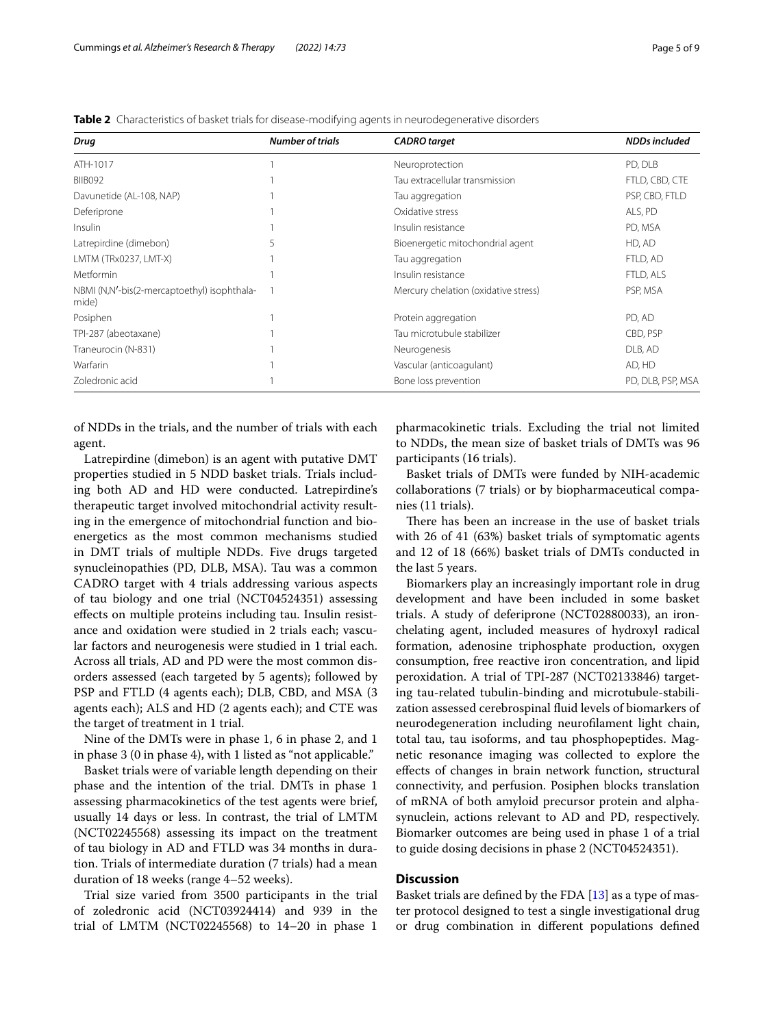**Table 2** Characteristics of basket trials for disease-modifying agents in neurodegenerative disorders

| *Drug* | *Number of trials* | *CADRO target* | *NDDs included* |
|---|---|---|---|
| ATH-1017 | 1 | Neuroprotection | PD, DLB |
| BIIB092 | 1 | Tau extracellular transmission | FTLD, CBD, CTE |
| Davunetide (AL-108, NAP) | 1 | Tau aggregation | PSP, CBD, FTLD |
| Deferiprone | 1 | Oxidative stress | ALS, PD |
| Insulin | 1 | Insulin resistance | PD, MSA |
| Latrepirdine (dimebon) | 5 | Bioenergetic mitochondrial agent | HD, AD |
| LMTM (TRx0237, LMT-X) | 1 | Tau aggregation | FTLD, AD |
| Metformin | 1 | Insulin resistance | FTLD, ALS |
| NBMI (N,N′-bis(2-mercaptoethyl) isophthalamide) | 1 | Mercury chelation (oxidative stress) | PSP, MSA |
| Posiphen | 1 | Protein aggregation | PD, AD |
| TPI-287 (abeotaxane) | 1 | Tau microtubule stabilizer | CBD, PSP |
| Traneurocin (N-831) | 1 | Neurogenesis | DLB, AD |
| Warfarin | 1 | Vascular (anticoagulant) | AD, HD |
| Zoledronic acid | 1 | Bone loss prevention | PD, DLB, PSP, MSA |

of NDDs in the trials, and the number of trials with each agent.

Latrepirdine (dimebon) is an agent with putative DMT properties studied in 5 NDD basket trials. Trials including both AD and HD were conducted. Latrepirdine's therapeutic target involved mitochondrial activity resulting in the emergence of mitochondrial function and bioenergetics as the most common mechanisms studied in DMT trials of multiple NDDs. Five drugs targeted synucleinopathies (PD, DLB, MSA). Tau was a common CADRO target with 4 trials addressing various aspects of tau biology and one trial (NCT04524351) assessing effects on multiple proteins including tau. Insulin resistance and oxidation were studied in 2 trials each; vascular factors and neurogenesis were studied in 1 trial each. Across all trials, AD and PD were the most common disorders assessed (each targeted by 5 agents); followed by PSP and FTLD (4 agents each); DLB, CBD, and MSA (3 agents each); ALS and HD (2 agents each); and CTE was the target of treatment in 1 trial.

Nine of the DMTs were in phase 1, 6 in phase 2, and 1 in phase 3 (0 in phase 4), with 1 listed as "not applicable."

Basket trials were of variable length depending on their phase and the intention of the trial. DMTs in phase 1 assessing pharmacokinetics of the test agents were brief, usually 14 days or less. In contrast, the trial of LMTM (NCT02245568) assessing its impact on the treatment of tau biology in AD and FTLD was 34 months in duration. Trials of intermediate duration (7 trials) had a mean duration of 18 weeks (range 4–52 weeks).

Trial size varied from 3500 participants in the trial of zoledronic acid (NCT03924414) and 939 in the trial of LMTM (NCT02245568) to 14–20 in phase 1 pharmacokinetic trials. Excluding the trial not limited to NDDs, the mean size of basket trials of DMTs was 96 participants (16 trials).

Basket trials of DMTs were funded by NIH-academic collaborations (7 trials) or by biopharmaceutical companies (11 trials).

There has been an increase in the use of basket trials with 26 of 41 (63%) basket trials of symptomatic agents and 12 of 18 (66%) basket trials of DMTs conducted in the last 5 years.

Biomarkers play an increasingly important role in drug development and have been included in some basket trials. A study of deferiprone (NCT02880033), an iron-chelating agent, included measures of hydroxyl radical formation, adenosine triphosphate production, oxygen consumption, free reactive iron concentration, and lipid peroxidation. A trial of TPI-287 (NCT02133846) targeting tau-related tubulin-binding and microtubule-stabilization assessed cerebrospinal fluid levels of biomarkers of neurodegeneration including neurofilament light chain, total tau, tau isoforms, and tau phosphopeptides. Magnetic resonance imaging was collected to explore the effects of changes in brain network function, structural connectivity, and perfusion. Posiphen blocks translation of mRNA of both amyloid precursor protein and alpha-synuclein, actions relevant to AD and PD, respectively. Biomarker outcomes are being used in phase 1 of a trial to guide dosing decisions in phase 2 (NCT04524351).

## Discussion

Basket trials are defined by the FDA [13] as a type of master protocol designed to test a single investigational drug or drug combination in different populations defined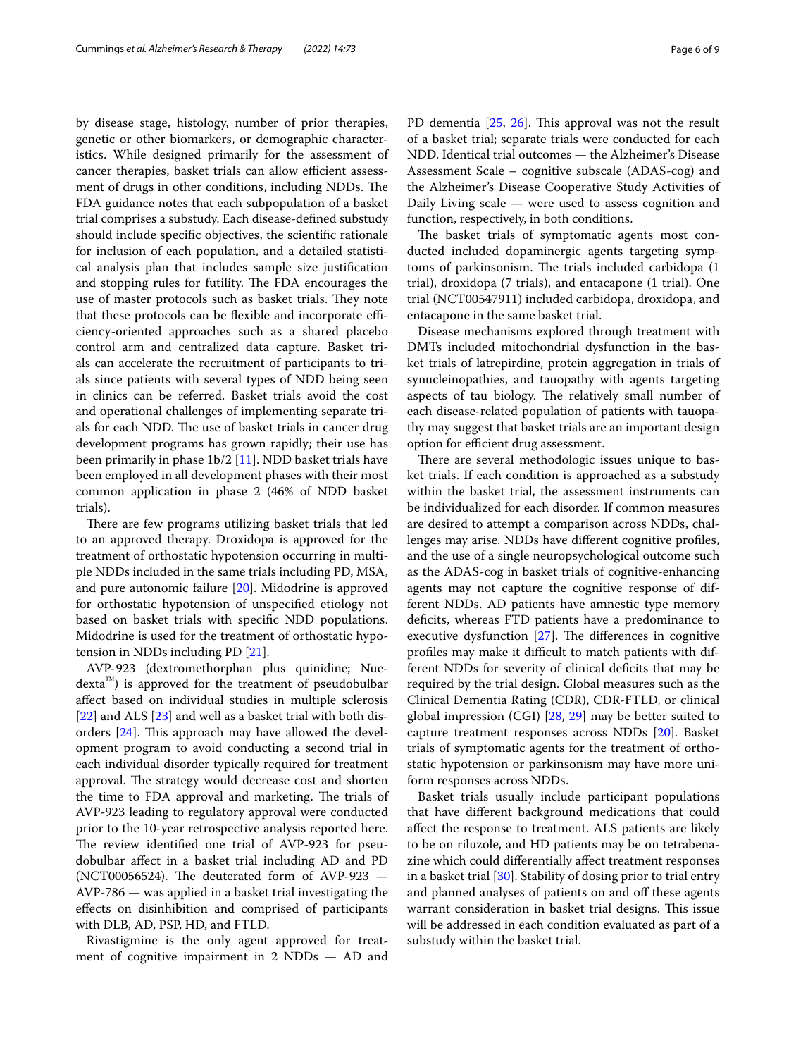by disease stage, histology, number of prior therapies, genetic or other biomarkers, or demographic characteristics. While designed primarily for the assessment of cancer therapies, basket trials can allow efficient assessment of drugs in other conditions, including NDDs. The FDA guidance notes that each subpopulation of a basket trial comprises a substudy. Each disease-defined substudy should include specific objectives, the scientific rationale for inclusion of each population, and a detailed statistical analysis plan that includes sample size justification and stopping rules for futility. The FDA encourages the use of master protocols such as basket trials. They note that these protocols can be flexible and incorporate efficiency-oriented approaches such as a shared placebo control arm and centralized data capture. Basket trials can accelerate the recruitment of participants to trials since patients with several types of NDD being seen in clinics can be referred. Basket trials avoid the cost and operational challenges of implementing separate trials for each NDD. The use of basket trials in cancer drug development programs has grown rapidly; their use has been primarily in phase 1b/2 [11]. NDD basket trials have been employed in all development phases with their most common application in phase 2 (46% of NDD basket trials).

There are few programs utilizing basket trials that led to an approved therapy. Droxidopa is approved for the treatment of orthostatic hypotension occurring in multiple NDDs included in the same trials including PD, MSA, and pure autonomic failure [20]. Midodrine is approved for orthostatic hypotension of unspecified etiology not based on basket trials with specific NDD populations. Midodrine is used for the treatment of orthostatic hypotension in NDDs including PD [21].

AVP-923 (dextromethorphan plus quinidine; Nuedexta™) is approved for the treatment of pseudobulbar affect based on individual studies in multiple sclerosis [22] and ALS [23] and well as a basket trial with both disorders [24]. This approach may have allowed the development program to avoid conducting a second trial in each individual disorder typically required for treatment approval. The strategy would decrease cost and shorten the time to FDA approval and marketing. The trials of AVP-923 leading to regulatory approval were conducted prior to the 10-year retrospective analysis reported here. The review identified one trial of AVP-923 for pseudobulbar affect in a basket trial including AD and PD (NCT00056524). The deuterated form of AVP-923 — AVP-786 — was applied in a basket trial investigating the effects on disinhibition and comprised of participants with DLB, AD, PSP, HD, and FTLD.

Rivastigmine is the only agent approved for treatment of cognitive impairment in 2 NDDs — AD and PD dementia [25, 26]. This approval was not the result of a basket trial; separate trials were conducted for each NDD. Identical trial outcomes — the Alzheimer's Disease Assessment Scale – cognitive subscale (ADAS-cog) and the Alzheimer's Disease Cooperative Study Activities of Daily Living scale — were used to assess cognition and function, respectively, in both conditions.

The basket trials of symptomatic agents most conducted included dopaminergic agents targeting symptoms of parkinsonism. The trials included carbidopa (1 trial), droxidopa (7 trials), and entacapone (1 trial). One trial (NCT00547911) included carbidopa, droxidopa, and entacapone in the same basket trial.

Disease mechanisms explored through treatment with DMTs included mitochondrial dysfunction in the basket trials of latrepirdine, protein aggregation in trials of synucleinopathies, and tauopathy with agents targeting aspects of tau biology. The relatively small number of each disease-related population of patients with tauopathy may suggest that basket trials are an important design option for efficient drug assessment.

There are several methodologic issues unique to basket trials. If each condition is approached as a substudy within the basket trial, the assessment instruments can be individualized for each disorder. If common measures are desired to attempt a comparison across NDDs, challenges may arise. NDDs have different cognitive profiles, and the use of a single neuropsychological outcome such as the ADAS-cog in basket trials of cognitive-enhancing agents may not capture the cognitive response of different NDDs. AD patients have amnestic type memory deficits, whereas FTD patients have a predominance to executive dysfunction [27]. The differences in cognitive profiles may make it difficult to match patients with different NDDs for severity of clinical deficits that may be required by the trial design. Global measures such as the Clinical Dementia Rating (CDR), CDR-FTLD, or clinical global impression (CGI) [28, 29] may be better suited to capture treatment responses across NDDs [20]. Basket trials of symptomatic agents for the treatment of orthostatic hypotension or parkinsonism may have more uniform responses across NDDs.

Basket trials usually include participant populations that have different background medications that could affect the response to treatment. ALS patients are likely to be on riluzole, and HD patients may be on tetrabenazine which could differentially affect treatment responses in a basket trial [30]. Stability of dosing prior to trial entry and planned analyses of patients on and off these agents warrant consideration in basket trial designs. This issue will be addressed in each condition evaluated as part of a substudy within the basket trial.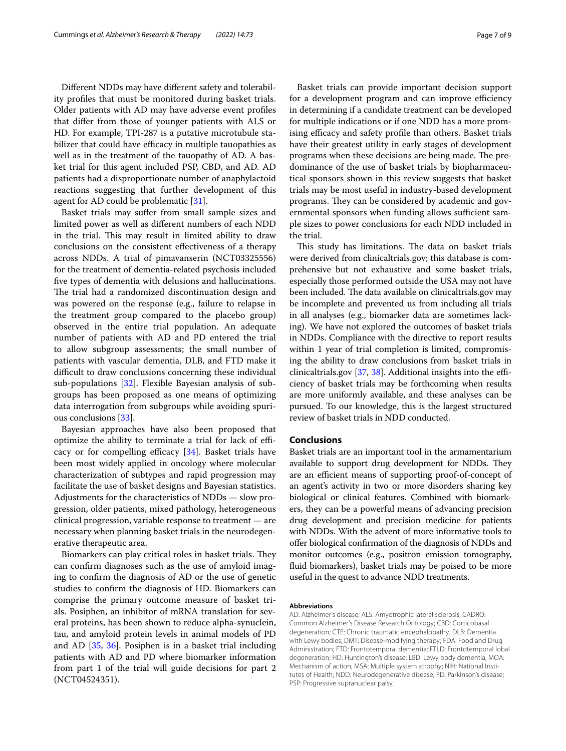Different NDDs may have different safety and tolerability profiles that must be monitored during basket trials. Older patients with AD may have adverse event profiles that differ from those of younger patients with ALS or HD. For example, TPI-287 is a putative microtubule stabilizer that could have efficacy in multiple tauopathies as well as in the treatment of the tauopathy of AD. A basket trial for this agent included PSP, CBD, and AD. AD patients had a disproportionate number of anaphylactoid reactions suggesting that further development of this agent for AD could be problematic [31].

Basket trials may suffer from small sample sizes and limited power as well as different numbers of each NDD in the trial. This may result in limited ability to draw conclusions on the consistent effectiveness of a therapy across NDDs. A trial of pimavanserin (NCT03325556) for the treatment of dementia-related psychosis included five types of dementia with delusions and hallucinations. The trial had a randomized discontinuation design and was powered on the response (e.g., failure to relapse in the treatment group compared to the placebo group) observed in the entire trial population. An adequate number of patients with AD and PD entered the trial to allow subgroup assessments; the small number of patients with vascular dementia, DLB, and FTD make it difficult to draw conclusions concerning these individual sub-populations [32]. Flexible Bayesian analysis of subgroups has been proposed as one means of optimizing data interrogation from subgroups while avoiding spurious conclusions [33].

Bayesian approaches have also been proposed that optimize the ability to terminate a trial for lack of efficacy or for compelling efficacy [34]. Basket trials have been most widely applied in oncology where molecular characterization of subtypes and rapid progression may facilitate the use of basket designs and Bayesian statistics. Adjustments for the characteristics of NDDs — slow progression, older patients, mixed pathology, heterogeneous clinical progression, variable response to treatment — are necessary when planning basket trials in the neurodegenerative therapeutic area.

Biomarkers can play critical roles in basket trials. They can confirm diagnoses such as the use of amyloid imaging to confirm the diagnosis of AD or the use of genetic studies to confirm the diagnosis of HD. Biomarkers can comprise the primary outcome measure of basket trials. Posiphen, an inhibitor of mRNA translation for several proteins, has been shown to reduce alpha-synuclein, tau, and amyloid protein levels in animal models of PD and AD [35, 36]. Posiphen is in a basket trial including patients with AD and PD where biomarker information from part 1 of the trial will guide decisions for part 2 (NCT04524351).

Basket trials can provide important decision support for a development program and can improve efficiency in determining if a candidate treatment can be developed for multiple indications or if one NDD has a more promising efficacy and safety profile than others. Basket trials have their greatest utility in early stages of development programs when these decisions are being made. The predominance of the use of basket trials by biopharmaceutical sponsors shown in this review suggests that basket trials may be most useful in industry-based development programs. They can be considered by academic and governmental sponsors when funding allows sufficient sample sizes to power conclusions for each NDD included in the trial.

This study has limitations. The data on basket trials were derived from clinicaltrials.gov; this database is comprehensive but not exhaustive and some basket trials, especially those performed outside the USA may not have been included. The data available on clinicaltrials.gov may be incomplete and prevented us from including all trials in all analyses (e.g., biomarker data are sometimes lacking). We have not explored the outcomes of basket trials in NDDs. Compliance with the directive to report results within 1 year of trial completion is limited, compromising the ability to draw conclusions from basket trials in clinicaltrials.gov [37, 38]. Additional insights into the efficiency of basket trials may be forthcoming when results are more uniformly available, and these analyses can be pursued. To our knowledge, this is the largest structured review of basket trials in NDD conducted.

## Conclusions

Basket trials are an important tool in the armamentarium available to support drug development for NDDs. They are an efficient means of supporting proof-of-concept of an agent's activity in two or more disorders sharing key biological or clinical features. Combined with biomarkers, they can be a powerful means of advancing precision drug development and precision medicine for patients with NDDs. With the advent of more informative tools to offer biological confirmation of the diagnosis of NDDs and monitor outcomes (e.g., positron emission tomography, fluid biomarkers), basket trials may be poised to be more useful in the quest to advance NDD treatments.

#### Abbreviations

AD: Alzheimer's disease; ALS: Amyotrophic lateral sclerosis; CADRO: Common Alzheimer's Disease Research Ontology; CBD: Corticobasal degeneration; CTE: Chronic traumatic encephalopathy; DLB: Dementia with Lewy bodies; DMT: Disease-modifying therapy; FDA: Food and Drug Administration; FTD: Frontotemporal dementia; FTLD: Frontotemporal lobal degeneration; HD: Huntington's disease; LBD: Lewy body dementia; MOA: Mechanism of action; MSA: Multiple system atrophy; NIH: National Institutes of Health; NDD: Neurodegenerative disease; PD: Parkinson's disease; PSP: Progressive supranuclear palsy.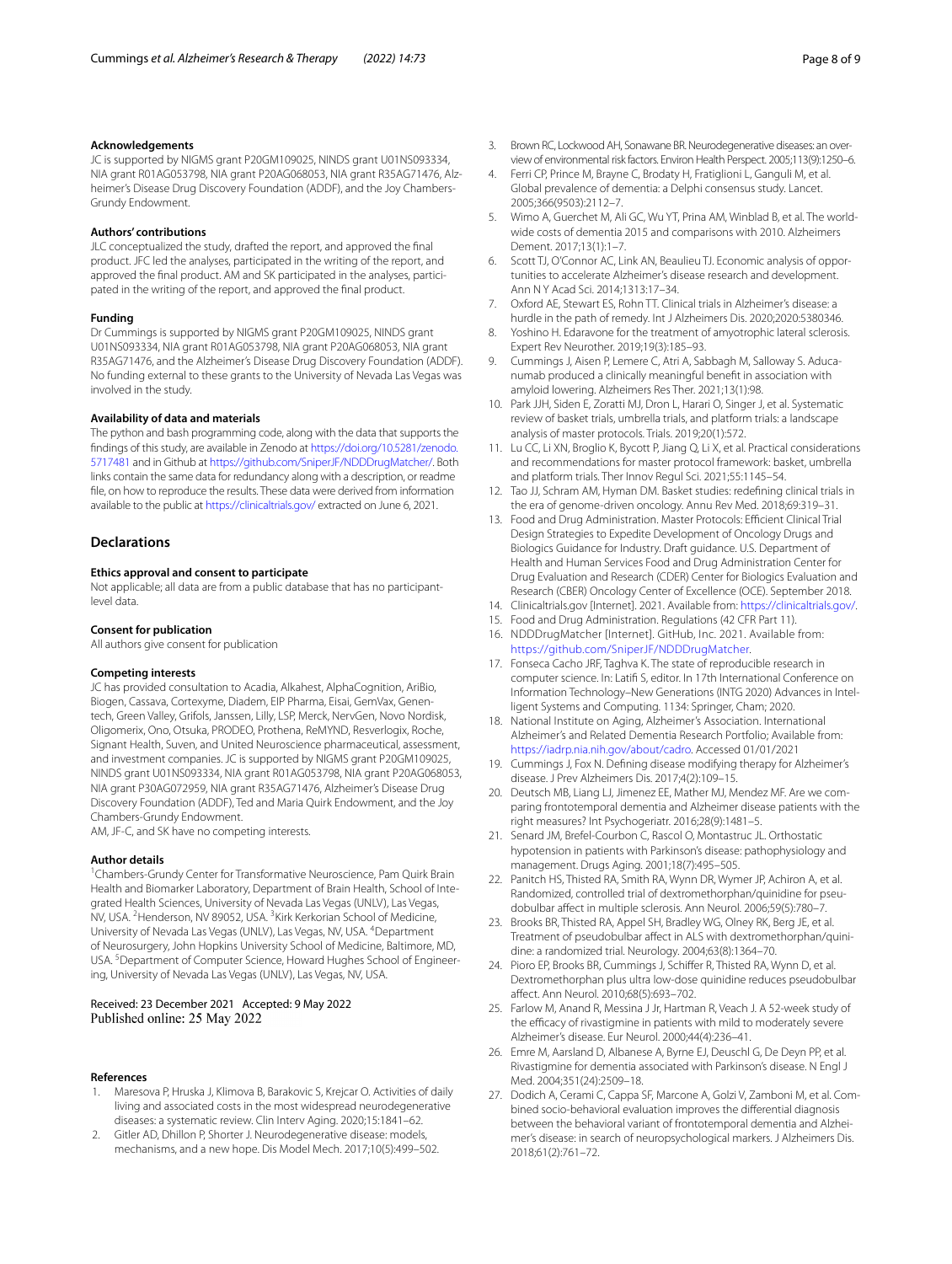### Acknowledgements

JC is supported by NIGMS grant P20GM109025, NINDS grant U01NS093334, NIA grant R01AG053798, NIA grant P20AG068053, NIA grant R35AG71476, Alzheimer's Disease Drug Discovery Foundation (ADDF), and the Joy Chambers-Grundy Endowment.

### Authors' contributions

JLC conceptualized the study, drafted the report, and approved the final product. JFC led the analyses, participated in the writing of the report, and approved the final product. AM and SK participated in the analyses, participated in the writing of the report, and approved the final product.

### Funding

Dr Cummings is supported by NIGMS grant P20GM109025, NINDS grant U01NS093334, NIA grant R01AG053798, NIA grant P20AG068053, NIA grant R35AG71476, and the Alzheimer's Disease Drug Discovery Foundation (ADDF). No funding external to these grants to the University of Nevada Las Vegas was involved in the study.

### Availability of data and materials

The python and bash programming code, along with the data that supports the findings of this study, are available in Zenodo at https://doi.org/10.5281/zenodo.5717481 and in Github at https://github.com/SniperJF/NDDDrugMatcher/. Both links contain the same data for redundancy along with a description, or readme file, on how to reproduce the results. These data were derived from information available to the public at https://clinicaltrials.gov/ extracted on June 6, 2021.

## Declarations

### Ethics approval and consent to participate

Not applicable; all data are from a public database that has no participant-level data.

### Consent for publication

All authors give consent for publication

### Competing interests

JC has provided consultation to Acadia, Alkahest, AlphaCognition, AriBio, Biogen, Cassava, Cortexyme, Diadem, EIP Pharma, Eisai, GemVax, Genentech, Green Valley, Grifols, Janssen, Lilly, LSP, Merck, NervGen, Novo Nordisk, Oligomerix, Ono, Otsuka, PRODEO, Prothena, ReMYND, Resverlogix, Roche, Signant Health, Suven, and United Neuroscience pharmaceutical, assessment, and investment companies. JC is supported by NIGMS grant P20GM109025, NINDS grant U01NS093334, NIA grant R01AG053798, NIA grant P20AG068053, NIA grant P30AG072959, NIA grant R35AG71476, Alzheimer's Disease Drug Discovery Foundation (ADDF), Ted and Maria Quirk Endowment, and the Joy Chambers-Grundy Endowment.
AM, JF-C, and SK have no competing interests.

### Author details

[1]Chambers-Grundy Center for Transformative Neuroscience, Pam Quirk Brain Health and Biomarker Laboratory, Department of Brain Health, School of Integrated Health Sciences, University of Nevada Las Vegas (UNLV), Las Vegas, NV, USA. [2]Henderson, NV 89052, USA. [3]Kirk Kerkorian School of Medicine, University of Nevada Las Vegas (UNLV), Las Vegas, NV, USA. [4]Department of Neurosurgery, John Hopkins University School of Medicine, Baltimore, MD, USA. [5]Department of Computer Science, Howard Hughes School of Engineering, University of Nevada Las Vegas (UNLV), Las Vegas, NV, USA.

Received: 23 December 2021 Accepted: 9 May 2022
Published online: 25 May 2022

### References

1. Maresova P, Hruska J, Klimova B, Barakovic S, Krejcar O. Activities of daily living and associated costs in the most widespread neurodegenerative diseases: a systematic review. Clin Interv Aging. 2020;15:1841–62.
2. Gitler AD, Dhillon P, Shorter J. Neurodegenerative disease: models, mechanisms, and a new hope. Dis Model Mech. 2017;10(5):499–502.
3. Brown RC, Lockwood AH, Sonawane BR. Neurodegenerative diseases: an overview of environmental risk factors. Environ Health Perspect. 2005;113(9):1250–6.
4. Ferri CP, Prince M, Brayne C, Brodaty H, Fratiglioni L, Ganguli M, et al. Global prevalence of dementia: a Delphi consensus study. Lancet. 2005;366(9503):2112–7.
5. Wimo A, Guerchet M, Ali GC, Wu YT, Prina AM, Winblad B, et al. The worldwide costs of dementia 2015 and comparisons with 2010. Alzheimers Dement. 2017;13(1):1–7.
6. Scott TJ, O'Connor AC, Link AN, Beaulieu TJ. Economic analysis of opportunities to accelerate Alzheimer's disease research and development. Ann N Y Acad Sci. 2014;1313:17–34.
7. Oxford AE, Stewart ES, Rohn TT. Clinical trials in Alzheimer's disease: a hurdle in the path of remedy. Int J Alzheimers Dis. 2020;2020:5380346.
8. Yoshino H. Edaravone for the treatment of amyotrophic lateral sclerosis. Expert Rev Neurother. 2019;19(3):185–93.
9. Cummings J, Aisen P, Lemere C, Atri A, Sabbagh M, Salloway S. Aducanumab produced a clinically meaningful benefit in association with amyloid lowering. Alzheimers Res Ther. 2021;13(1):98.
10. Park JJH, Siden E, Zoratti MJ, Dron L, Harari O, Singer J, et al. Systematic review of basket trials, umbrella trials, and platform trials: a landscape analysis of master protocols. Trials. 2019;20(1):572.
11. Lu CC, Li XN, Broglio K, Bycott P, Jiang Q, Li X, et al. Practical considerations and recommendations for master protocol framework: basket, umbrella and platform trials. Ther Innov Regul Sci. 2021;55:1145–54.
12. Tao JJ, Schram AM, Hyman DM. Basket studies: redefining clinical trials in the era of genome-driven oncology. Annu Rev Med. 2018;69:319–31.
13. Food and Drug Administration. Master Protocols: Efficient Clinical Trial Design Strategies to Expedite Development of Oncology Drugs and Biologics Guidance for Industry. Draft guidance. U.S. Department of Health and Human Services Food and Drug Administration Center for Drug Evaluation and Research (CDER) Center for Biologics Evaluation and Research (CBER) Oncology Center of Excellence (OCE). September 2018.
14. Clinicaltrials.gov [Internet]. 2021. Available from: https://clinicaltrials.gov/.
15. Food and Drug Administration. Regulations (42 CFR Part 11).
16. NDDDrugMatcher [Internet]. GitHub, Inc. 2021. Available from: https://github.com/SniperJF/NDDDrugMatcher.
17. Fonseca Cacho JRF, Taghva K. The state of reproducible research in computer science. In: Latifi S, editor. In 17th International Conference on Information Technology–New Generations (ITNG 2020) Advances in Intelligent Systems and Computing. 1134: Springer, Cham; 2020.
18. National Institute on Aging, Alzheimer's Association. International Alzheimer's and Related Dementia Research Portfolio; Available from: https://iadrp.nia.nih.gov/about/cadro. Accessed 01/01/2021
19. Cummings J, Fox N. Defining disease modifying therapy for Alzheimer's disease. J Prev Alzheimers Dis. 2017;4(2):109–15.
20. Deutsch MB, Liang LJ, Jimenez EE, Mather MJ, Mendez MF. Are we comparing frontotemporal dementia and Alzheimer disease patients with the right measures? Int Psychogeriatr. 2016;28(9):1481–5.
21. Senard JM, Brefel-Courbon C, Rascol O, Montastruc JL. Orthostatic hypotension in patients with Parkinson's disease: pathophysiology and management. Drugs Aging. 2001;18(7):495–505.
22. Panitch HS, Thisted RA, Smith RA, Wynn DR, Wymer JP, Achiron A, et al. Randomized, controlled trial of dextromethorphan/quinidine for pseudobulbar affect in multiple sclerosis. Ann Neurol. 2006;59(5):780–7.
23. Brooks BR, Thisted RA, Appel SH, Bradley WG, Olney RK, Berg JE, et al. Treatment of pseudobulbar affect in ALS with dextromethorphan/quinidine: a randomized trial. Neurology. 2004;63(8):1364–70.
24. Pioro EP, Brooks BR, Cummings J, Schiffer R, Thisted RA, Wynn D, et al. Dextromethorphan plus ultra low-dose quinidine reduces pseudobulbar affect. Ann Neurol. 2010;68(5):693–702.
25. Farlow M, Anand R, Messina J Jr, Hartman R, Veach J. A 52-week study of the efficacy of rivastigmine in patients with mild to moderately severe Alzheimer's disease. Eur Neurol. 2000;44(4):236–41.
26. Emre M, Aarsland D, Albanese A, Byrne EJ, Deuschl G, De Deyn PP, et al. Rivastigmine for dementia associated with Parkinson's disease. N Engl J Med. 2004;351(24):2509–18.
27. Dodich A, Cerami C, Cappa SF, Marcone A, Golzi V, Zamboni M, et al. Combined socio-behavioral evaluation improves the differential diagnosis between the behavioral variant of frontotemporal dementia and Alzheimer's disease: in search of neuropsychological markers. J Alzheimers Dis. 2018;61(2):761–72.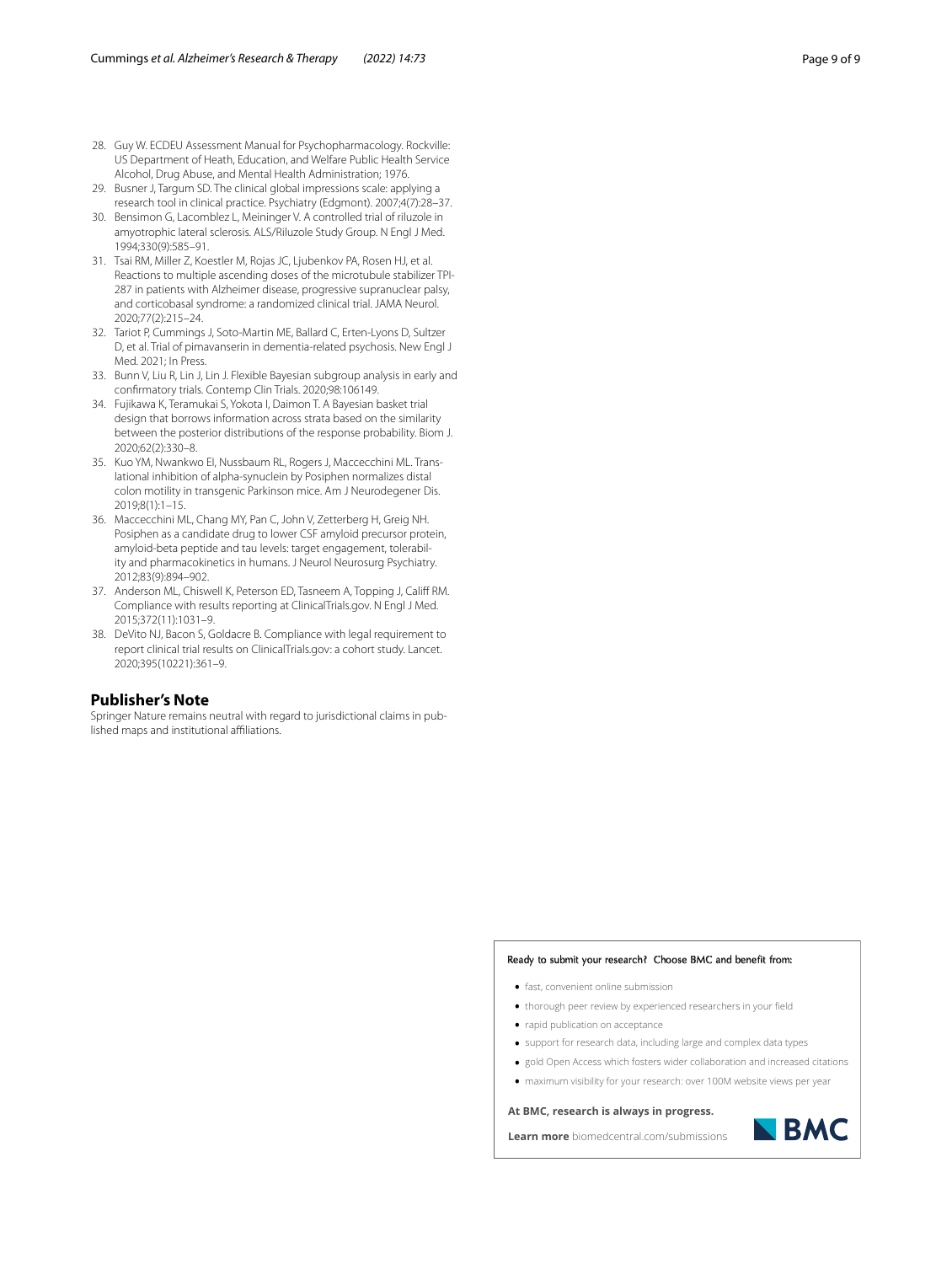28. Guy W. ECDEU Assessment Manual for Psychopharmacology. Rockville: US Department of Heath, Education, and Welfare Public Health Service Alcohol, Drug Abuse, and Mental Health Administration; 1976.
29. Busner J, Targum SD. The clinical global impressions scale: applying a research tool in clinical practice. Psychiatry (Edgmont). 2007;4(7):28–37.
30. Bensimon G, Lacomblez L, Meininger V. A controlled trial of riluzole in amyotrophic lateral sclerosis. ALS/Riluzole Study Group. N Engl J Med. 1994;330(9):585–91.
31. Tsai RM, Miller Z, Koestler M, Rojas JC, Ljubenkov PA, Rosen HJ, et al. Reactions to multiple ascending doses of the microtubule stabilizer TPI-287 in patients with Alzheimer disease, progressive supranuclear palsy, and corticobasal syndrome: a randomized clinical trial. JAMA Neurol. 2020;77(2):215–24.
32. Tariot P, Cummings J, Soto-Martin ME, Ballard C, Erten-Lyons D, Sultzer D, et al. Trial of pimavanserin in dementia-related psychosis. New Engl J Med. 2021; In Press.
33. Bunn V, Liu R, Lin J, Lin J. Flexible Bayesian subgroup analysis in early and confirmatory trials. Contemp Clin Trials. 2020;98:106149.
34. Fujikawa K, Teramukai S, Yokota I, Daimon T. A Bayesian basket trial design that borrows information across strata based on the similarity between the posterior distributions of the response probability. Biom J. 2020;62(2):330–8.
35. Kuo YM, Nwankwo EI, Nussbaum RL, Rogers J, Maccecchini ML. Translational inhibition of alpha-synuclein by Posiphen normalizes distal colon motility in transgenic Parkinson mice. Am J Neurodegener Dis. 2019;8(1):1–15.
36. Maccecchini ML, Chang MY, Pan C, John V, Zetterberg H, Greig NH. Posiphen as a candidate drug to lower CSF amyloid precursor protein, amyloid-beta peptide and tau levels: target engagement, tolerability and pharmacokinetics in humans. J Neurol Neurosurg Psychiatry. 2012;83(9):894–902.
37. Anderson ML, Chiswell K, Peterson ED, Tasneem A, Topping J, Califf RM. Compliance with results reporting at ClinicalTrials.gov. N Engl J Med. 2015;372(11):1031–9.
38. DeVito NJ, Bacon S, Goldacre B. Compliance with legal requirement to report clinical trial results on ClinicalTrials.gov: a cohort study. Lancet. 2020;395(10221):361–9.

## Publisher's Note

Springer Nature remains neutral with regard to jurisdictional claims in published maps and institutional affiliations.

Ready to submit your research? Choose BMC and benefit from:

- fast, convenient online submission
- thorough peer review by experienced researchers in your field
- rapid publication on acceptance
- support for research data, including large and complex data types
- gold Open Access which fosters wider collaboration and increased citations
- maximum visibility for your research: over 100M website views per year

**At BMC, research is always in progress.**

**Learn more** biomedcentral.com/submissions

BMC